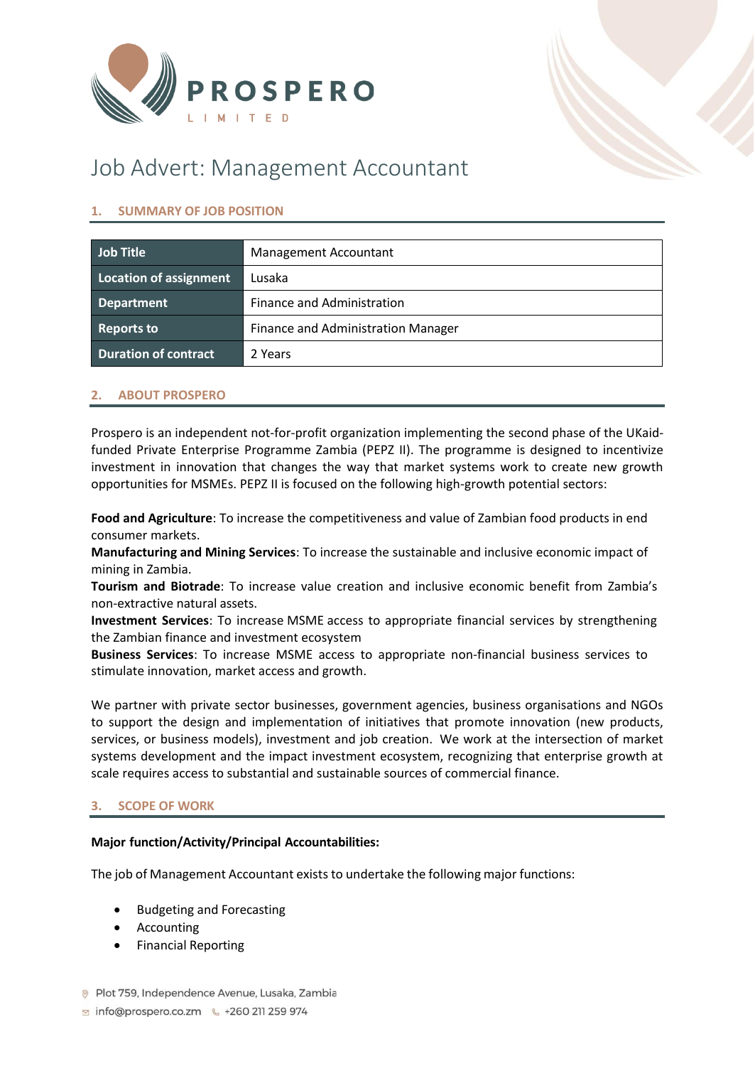# Job Advert: Management Accountant

## 1. SUMMARY OF JOB POSITION

| | |
|---|---|
| **Job Title** | Management Accountant |
| **Location of assignment** | Lusaka |
| **Department** | Finance and Administration |
| **Reports to** | Finance and Administration Manager |
| **Duration of contract** | 2 Years |

## 2. ABOUT PROSPERO

Prospero is an independent not-for-profit organization implementing the second phase of the UKaid-funded Private Enterprise Programme Zambia (PEPZ II). The programme is designed to incentivize investment in innovation that changes the way that market systems work to create new growth opportunities for MSMEs. PEPZ II is focused on the following high-growth potential sectors:

**Food and Agriculture**: To increase the competitiveness and value of Zambian food products in end consumer markets.
**Manufacturing and Mining Services**: To increase the sustainable and inclusive economic impact of mining in Zambia.
**Tourism and Biotrade**: To increase value creation and inclusive economic benefit from Zambia's non-extractive natural assets.
**Investment Services**: To increase MSME access to appropriate financial services by strengthening the Zambian finance and investment ecosystem
**Business Services**: To increase MSME access to appropriate non-financial business services to stimulate innovation, market access and growth.

We partner with private sector businesses, government agencies, business organisations and NGOs to support the design and implementation of initiatives that promote innovation (new products, services, or business models), investment and job creation. We work at the intersection of market systems development and the impact investment ecosystem, recognizing that enterprise growth at scale requires access to substantial and sustainable sources of commercial finance.

## 3. SCOPE OF WORK

**Major function/Activity/Principal Accountabilities:**

The job of Management Accountant exists to undertake the following major functions:

- Budgeting and Forecasting
- Accounting
- Financial Reporting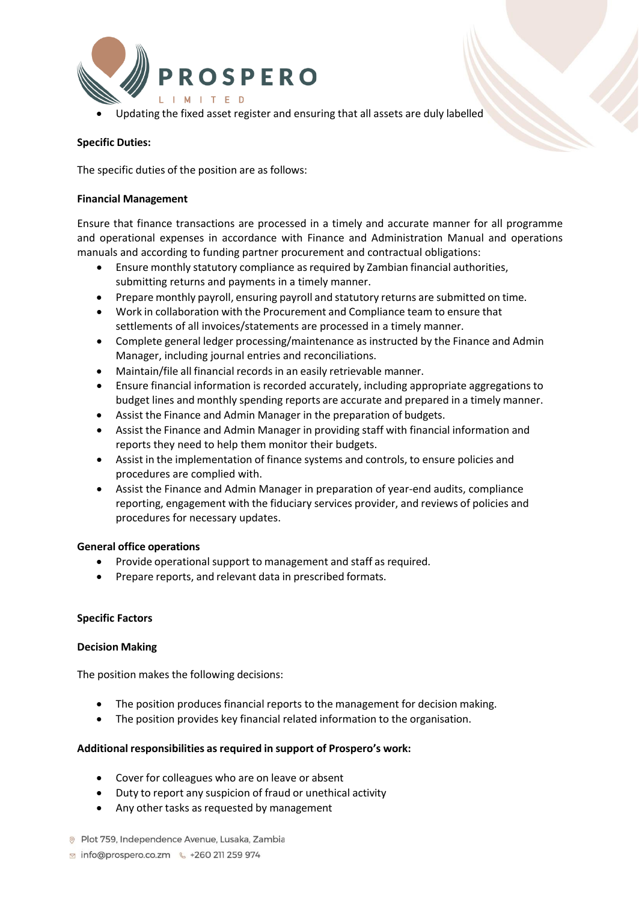- Updating the fixed asset register and ensuring that all assets are duly labelled

**Specific Duties:**

The specific duties of the position are as follows:

**Financial Management**

Ensure that finance transactions are processed in a timely and accurate manner for all programme and operational expenses in accordance with Finance and Administration Manual and operations manuals and according to funding partner procurement and contractual obligations:

- Ensure monthly statutory compliance as required by Zambian financial authorities, submitting returns and payments in a timely manner.
- Prepare monthly payroll, ensuring payroll and statutory returns are submitted on time.
- Work in collaboration with the Procurement and Compliance team to ensure that settlements of all invoices/statements are processed in a timely manner.
- Complete general ledger processing/maintenance as instructed by the Finance and Admin Manager, including journal entries and reconciliations.
- Maintain/file all financial records in an easily retrievable manner.
- Ensure financial information is recorded accurately, including appropriate aggregations to budget lines and monthly spending reports are accurate and prepared in a timely manner.
- Assist the Finance and Admin Manager in the preparation of budgets.
- Assist the Finance and Admin Manager in providing staff with financial information and reports they need to help them monitor their budgets.
- Assist in the implementation of finance systems and controls, to ensure policies and procedures are complied with.
- Assist the Finance and Admin Manager in preparation of year-end audits, compliance reporting, engagement with the fiduciary services provider, and reviews of policies and procedures for necessary updates.

**General office operations**

- Provide operational support to management and staff as required.
- Prepare reports, and relevant data in prescribed formats.

**Specific Factors**

**Decision Making**

The position makes the following decisions:

- The position produces financial reports to the management for decision making.
- The position provides key financial related information to the organisation.

**Additional responsibilities as required in support of Prospero's work:**

- Cover for colleagues who are on leave or absent
- Duty to report any suspicion of fraud or unethical activity
- Any other tasks as requested by management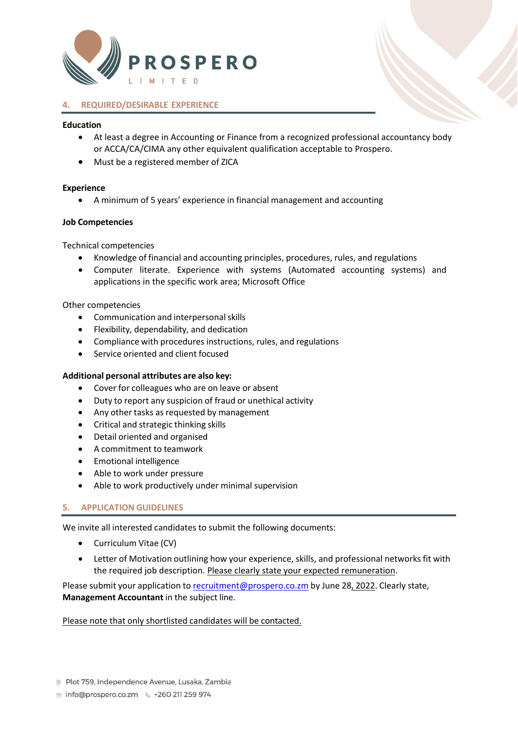## 4. REQUIRED/DESIRABLE EXPERIENCE

**Education**

- At least a degree in Accounting or Finance from a recognized professional accountancy body or ACCA/CA/CIMA any other equivalent qualification acceptable to Prospero.
- Must be a registered member of ZICA

**Experience**

- A minimum of 5 years' experience in financial management and accounting

**Job Competencies**

Technical competencies

- Knowledge of financial and accounting principles, procedures, rules, and regulations
- Computer literate. Experience with systems (Automated accounting systems) and applications in the specific work area; Microsoft Office

Other competencies

- Communication and interpersonal skills
- Flexibility, dependability, and dedication
- Compliance with procedures instructions, rules, and regulations
- Service oriented and client focused

**Additional personal attributes are also key:**

- Cover for colleagues who are on leave or absent
- Duty to report any suspicion of fraud or unethical activity
- Any other tasks as requested by management
- Critical and strategic thinking skills
- Detail oriented and organised
- A commitment to teamwork
- Emotional intelligence
- Able to work under pressure
- Able to work productively under minimal supervision

## 5. APPLICATION GUIDELINES

We invite all interested candidates to submit the following documents:

- Curriculum Vitae (CV)
- Letter of Motivation outlining how your experience, skills, and professional networks fit with the required job description. Please clearly state your expected remuneration.

Please submit your application to recruitment@prospero.co.zm by June 28, 2022. Clearly state, **Management Accountant** in the subject line.

Please note that only shortlisted candidates will be contacted.

Plot 759, Independence Avenue, Lusaka, Zambia

info@prospero.co.zm +260 211 259 974